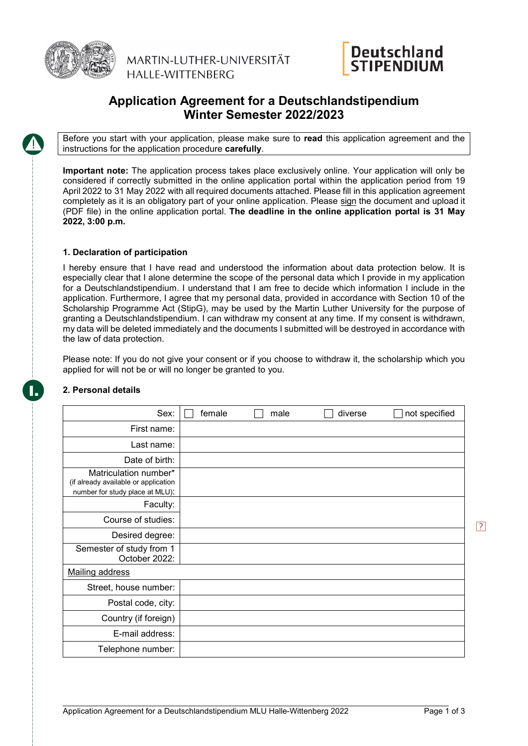MARTIN-LUTHER-UNIVERSITÄT HALLE-WITTENBERG

Deutschland STIPENDIUM

# Application Agreement for a Deutschlandstipendium Winter Semester 2022/2023

Before you start with your application, please make sure to **read** this application agreement and the instructions for the application procedure **carefully**.

**Important note:** The application process takes place exclusively online. Your application will only be considered if correctly submitted in the online application portal within the application period from 19 April 2022 to 31 May 2022 with all required documents attached. Please fill in this application agreement completely as it is an obligatory part of your online application. Please sign the document and upload it (PDF file) in the online application portal. **The deadline in the online application portal is 31 May 2022, 3:00 p.m.**

### 1. Declaration of participation

I hereby ensure that I have read and understood the information about data protection below. It is especially clear that I alone determine the scope of the personal data which I provide in my application for a Deutschlandstipendium. I understand that I am free to decide which information I include in the application. Furthermore, I agree that my personal data, provided in accordance with Section 10 of the Scholarship Programme Act (StipG), may be used by the Martin Luther University for the purpose of granting a Deutschlandstipendium. I can withdraw my consent at any time. If my consent is withdrawn, my data will be deleted immediately and the documents I submitted will be destroyed in accordance with the law of data protection.

Please note: If you do not give your consent or if you choose to withdraw it, the scholarship which you applied for will not be or will no longer be granted to you.

### 2. Personal details

| | |
|---|---|
| Sex: | ☐ female ☐ male ☐ diverse ☐ not specified |
| First name: | |
| Last name: | |
| Date of birth: | |
| Matriculation number* (if already available or application number for study place at MLU): | |
| Faculty: | |
| Course of studies: | |
| Desired degree: | |
| Semester of study from 1 October 2022: | |
| Mailing address | |
| Street, house number: | |
| Postal code, city: | |
| Country (if foreign) | |
| E-mail address: | |
| Telephone number: | |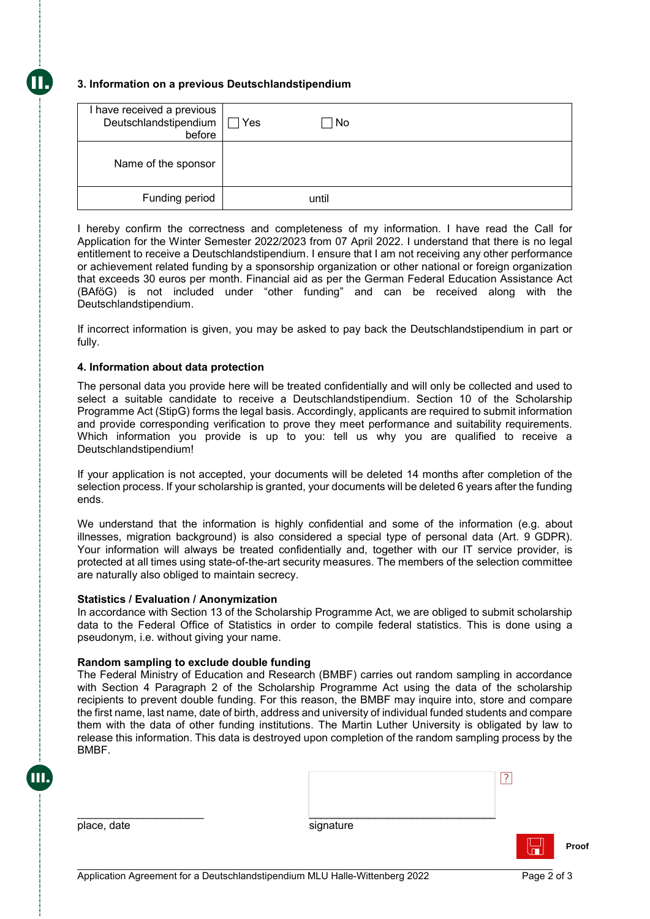## 3. Information on a previous Deutschlandstipendium

| I have received a previous Deutschlandstipendium before | ☐ Yes ☐ No |
|---|---|
| Name of the sponsor | |
| Funding period | until |

I hereby confirm the correctness and completeness of my information. I have read the Call for Application for the Winter Semester 2022/2023 from 07 April 2022. I understand that there is no legal entitlement to receive a Deutschlandstipendium. I ensure that I am not receiving any other performance or achievement related funding by a sponsorship organization or other national or foreign organization that exceeds 30 euros per month. Financial aid as per the German Federal Education Assistance Act (BAföG) is not included under “other funding” and can be received along with the Deutschlandstipendium.

If incorrect information is given, you may be asked to pay back the Deutschlandstipendium in part or fully.

## 4. Information about data protection

The personal data you provide here will be treated confidentially and will only be collected and used to select a suitable candidate to receive a Deutschlandstipendium. Section 10 of the Scholarship Programme Act (StipG) forms the legal basis. Accordingly, applicants are required to submit information and provide corresponding verification to prove they meet performance and suitability requirements. Which information you provide is up to you: tell us why you are qualified to receive a Deutschlandstipendium!

If your application is not accepted, your documents will be deleted 14 months after completion of the selection process. If your scholarship is granted, your documents will be deleted 6 years after the funding ends.

We understand that the information is highly confidential and some of the information (e.g. about illnesses, migration background) is also considered a special type of personal data (Art. 9 GDPR). Your information will always be treated confidentially and, together with our IT service provider, is protected at all times using state-of-the-art security measures. The members of the selection committee are naturally also obliged to maintain secrecy.

**Statistics / Evaluation / Anonymization**

In accordance with Section 13 of the Scholarship Programme Act, we are obliged to submit scholarship data to the Federal Office of Statistics in order to compile federal statistics. This is done using a pseudonym, i.e. without giving your name.

**Random sampling to exclude double funding**

The Federal Ministry of Education and Research (BMBF) carries out random sampling in accordance with Section 4 Paragraph 2 of the Scholarship Programme Act using the data of the scholarship recipients to prevent double funding. For this reason, the BMBF may inquire into, store and compare the first name, last name, date of birth, address and university of individual funded students and compare them with the data of other funding institutions. The Martin Luther University is obligated by law to release this information. This data is destroyed upon completion of the random sampling process by the BMBF.

____________________ place, date

____________________ signature

Proof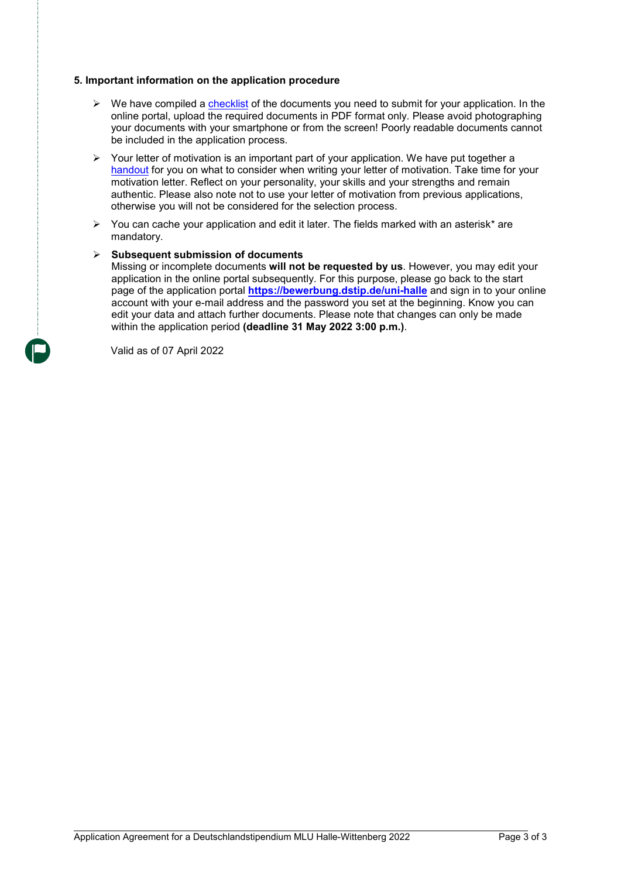### 5. Important information on the application procedure

- We have compiled a checklist of the documents you need to submit for your application. In the online portal, upload the required documents in PDF format only. Please avoid photographing your documents with your smartphone or from the screen! Poorly readable documents cannot be included in the application process.
- Your letter of motivation is an important part of your application. We have put together a handout for you on what to consider when writing your letter of motivation. Take time for your motivation letter. Reflect on your personality, your skills and your strengths and remain authentic. Please also note not to use your letter of motivation from previous applications, otherwise you will not be considered for the selection process.
- You can cache your application and edit it later. The fields marked with an asterisk* are mandatory.
- **Subsequent submission of documents**
  Missing or incomplete documents **will not be requested by us**. However, you may edit your application in the online portal subsequently. For this purpose, please go back to the start page of the application portal **https://bewerbung.dstip.de/uni-halle** and sign in to your online account with your e-mail address and the password you set at the beginning. Know you can edit your data and attach further documents. Please note that changes can only be made within the application period **(deadline 31 May 2022 3:00 p.m.)**.

Valid as of 07 April 2022